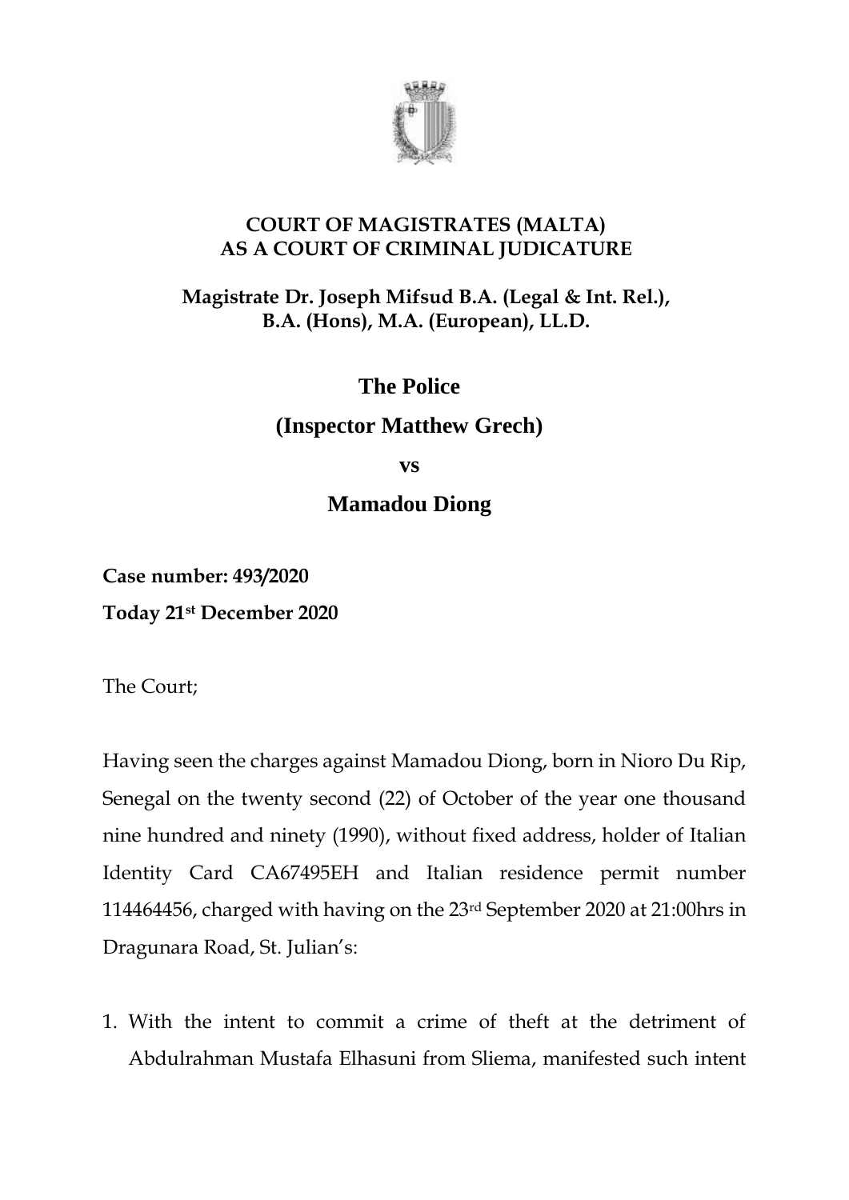**COURT OF MAGISTRATES (MALTA)**
**AS A COURT OF CRIMINAL JUDICATURE**

**Magistrate Dr. Joseph Mifsud B.A. (Legal & Int. Rel.), B.A. (Hons), M.A. (European), LL.D.**

**The Police**

**(Inspector Matthew Grech)**

**vs**

**Mamadou Diong**

**Case number: 493/2020**

**Today 21st December 2020**

The Court;

Having seen the charges against Mamadou Diong, born in Nioro Du Rip, Senegal on the twenty second (22) of October of the year one thousand nine hundred and ninety (1990), without fixed address, holder of Italian Identity Card CA67495EH and Italian residence permit number 114464456, charged with having on the 23rd September 2020 at 21:00hrs in Dragunara Road, St. Julian's:

1. With the intent to commit a crime of theft at the detriment of Abdulrahman Mustafa Elhasuni from Sliema, manifested such intent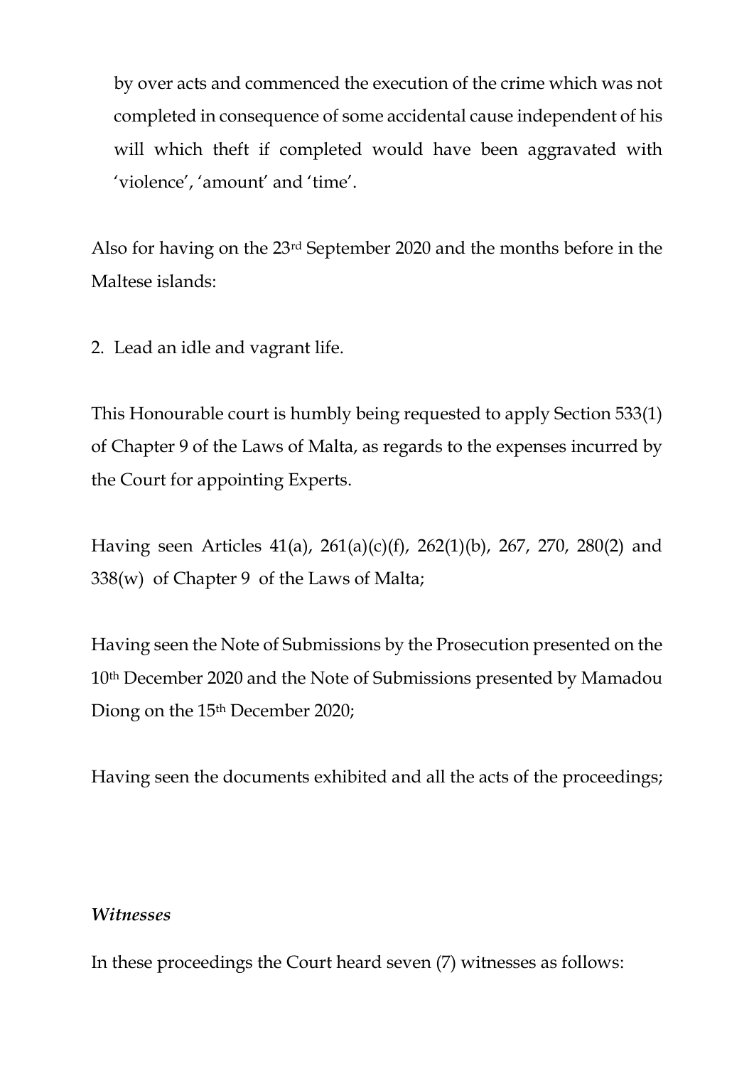by over acts and commenced the execution of the crime which was not completed in consequence of some accidental cause independent of his will which theft if completed would have been aggravated with 'violence', 'amount' and 'time'.

Also for having on the 23rd September 2020 and the months before in the Maltese islands:

2. Lead an idle and vagrant life.

This Honourable court is humbly being requested to apply Section 533(1) of Chapter 9 of the Laws of Malta, as regards to the expenses incurred by the Court for appointing Experts.

Having seen Articles 41(a), 261(a)(c)(f), 262(1)(b), 267, 270, 280(2) and 338(w) of Chapter 9 of the Laws of Malta;

Having seen the Note of Submissions by the Prosecution presented on the 10th December 2020 and the Note of Submissions presented by Mamadou Diong on the 15th December 2020;

Having seen the documents exhibited and all the acts of the proceedings;

***Witnesses***

In these proceedings the Court heard seven (7) witnesses as follows: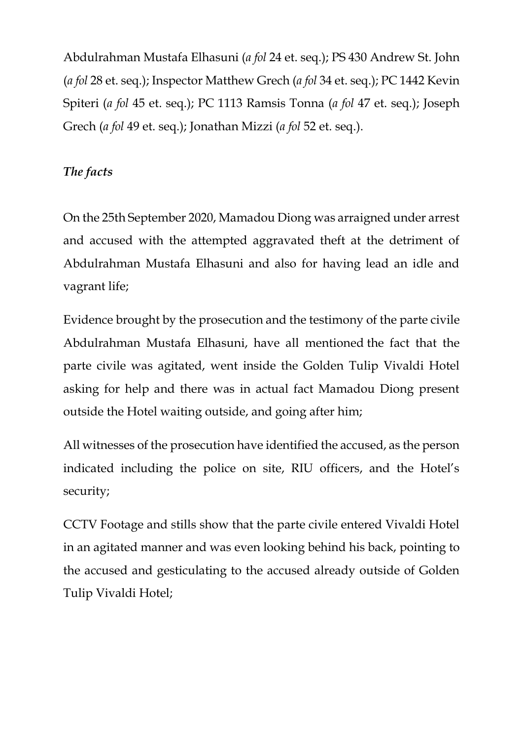Abdulrahman Mustafa Elhasuni (*a fol* 24 et. seq.); PS 430 Andrew St. John (*a fol* 28 et. seq.); Inspector Matthew Grech (*a fol* 34 et. seq.); PC 1442 Kevin Spiteri (*a fol* 45 et. seq.); PC 1113 Ramsis Tonna (*a fol* 47 et. seq.); Joseph Grech (*a fol* 49 et. seq.); Jonathan Mizzi (*a fol* 52 et. seq.).

***The facts***

On the 25th September 2020, Mamadou Diong was arraigned under arrest and accused with the attempted aggravated theft at the detriment of Abdulrahman Mustafa Elhasuni and also for having lead an idle and vagrant life;

Evidence brought by the prosecution and the testimony of the parte civile Abdulrahman Mustafa Elhasuni, have all mentioned the fact that the parte civile was agitated, went inside the Golden Tulip Vivaldi Hotel asking for help and there was in actual fact Mamadou Diong present outside the Hotel waiting outside, and going after him;

All witnesses of the prosecution have identified the accused, as the person indicated including the police on site, RIU officers, and the Hotel's security;

CCTV Footage and stills show that the parte civile entered Vivaldi Hotel in an agitated manner and was even looking behind his back, pointing to the accused and gesticulating to the accused already outside of Golden Tulip Vivaldi Hotel;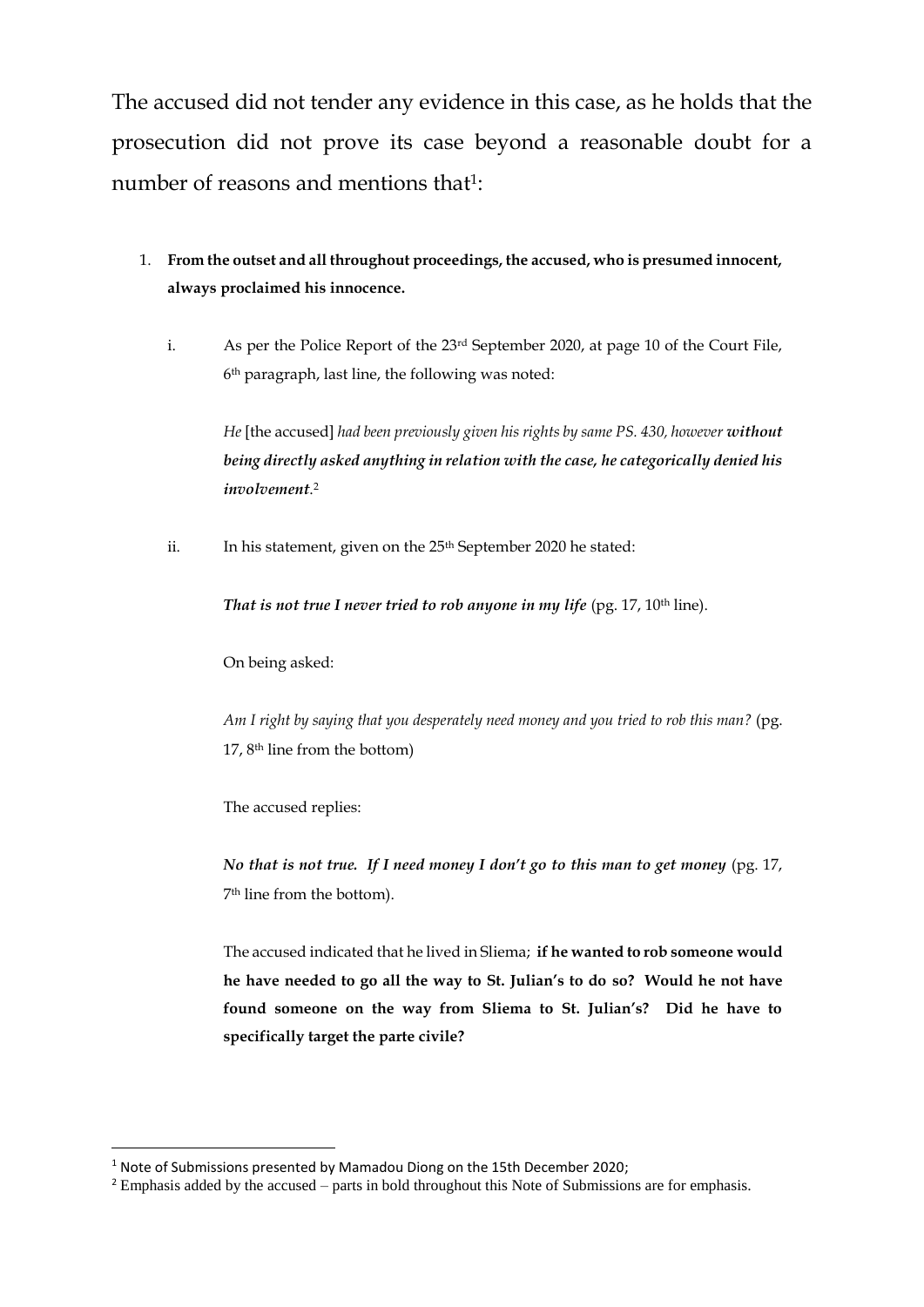The accused did not tender any evidence in this case, as he holds that the prosecution did not prove its case beyond a reasonable doubt for a number of reasons and mentions that[1]:

1. **From the outset and all throughout proceedings, the accused, who is presumed innocent, always proclaimed his innocence.**

    i. As per the Police Report of the 23rd September 2020, at page 10 of the Court File, 6th paragraph, last line, the following was noted:

    *He* [the accused] *had been previously given his rights by same PS. 430, however* ***without being directly asked anything in relation with the case, he categorically denied his involvement***.[2]

    ii. In his statement, given on the 25th September 2020 he stated:

    ***That is not true I never tried to rob anyone in my life*** (pg. 17, 10th line).

    On being asked:

    *Am I right by saying that you desperately need money and you tried to rob this man?* (pg. 17, 8th line from the bottom)

    The accused replies:

    ***No that is not true. If I need money I don't go to this man to get money*** (pg. 17, 7th line from the bottom).

    The accused indicated that he lived in Sliema; **if he wanted to rob someone would he have needed to go all the way to St. Julian's to do so? Would he not have found someone on the way from Sliema to St. Julian's? Did he have to specifically target the parte civile?**

---

[1] Note of Submissions presented by Mamadou Diong on the 15th December 2020;

[2] Emphasis added by the accused – parts in bold throughout this Note of Submissions are for emphasis.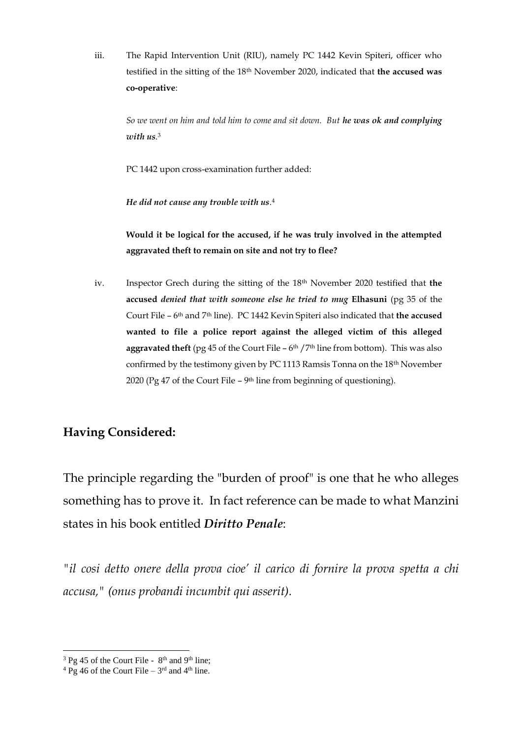iii. The Rapid Intervention Unit (RIU), namely PC 1442 Kevin Spiteri, officer who testified in the sitting of the 18th November 2020, indicated that **the accused was co-operative**:

> *So we went on him and told him to come and sit down. But **he was ok and complying with us**.*[3]

> PC 1442 upon cross-examination further added:

> ***He did not cause any trouble with us**.*[4]

> **Would it be logical for the accused, if he was truly involved in the attempted aggravated theft to remain on site and not try to flee?**

iv. Inspector Grech during the sitting of the 18th November 2020 testified that **the accused** ***denied that with someone else he tried to mug*** **Elhasuni** (pg 35 of the Court File – 6th and 7th line). PC 1442 Kevin Spiteri also indicated that **the accused wanted to file a police report against the alleged victim of this alleged aggravated theft** (pg 45 of the Court File – 6th /7th line from bottom). This was also confirmed by the testimony given by PC 1113 Ramsis Tonna on the 18th November 2020 (Pg 47 of the Court File – 9th line from beginning of questioning).

## Having Considered:

The principle regarding the "burden of proof" is one that he who alleges something has to prove it. In fact reference can be made to what Manzini states in his book entitled ***Diritto Penale***:

*"il cosi detto onere della prova cioe' il carico di fornire la prova spetta a chi accusa," (onus probandi incumbit qui asserit).*

---

[3] Pg 45 of the Court File - 8th and 9th line;

[4] Pg 46 of the Court File – 3rd and 4th line.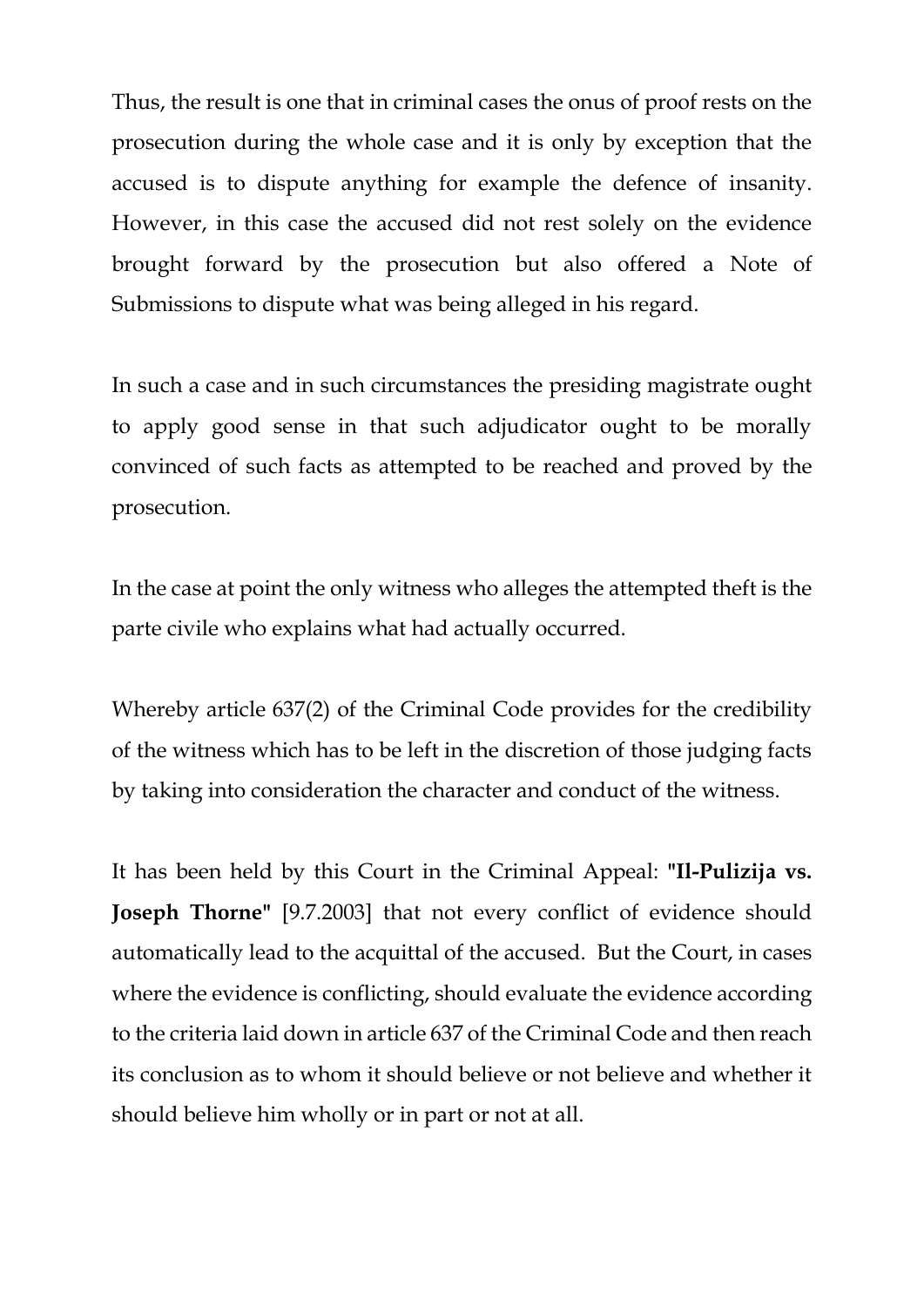Thus, the result is one that in criminal cases the onus of proof rests on the prosecution during the whole case and it is only by exception that the accused is to dispute anything for example the defence of insanity. However, in this case the accused did not rest solely on the evidence brought forward by the prosecution but also offered a Note of Submissions to dispute what was being alleged in his regard.

In such a case and in such circumstances the presiding magistrate ought to apply good sense in that such adjudicator ought to be morally convinced of such facts as attempted to be reached and proved by the prosecution.

In the case at point the only witness who alleges the attempted theft is the parte civile who explains what had actually occurred.

Whereby article 637(2) of the Criminal Code provides for the credibility of the witness which has to be left in the discretion of those judging facts by taking into consideration the character and conduct of the witness.

It has been held by this Court in the Criminal Appeal: **"Il-Pulizija vs. Joseph Thorne"** [9.7.2003] that not every conflict of evidence should automatically lead to the acquittal of the accused. But the Court, in cases where the evidence is conflicting, should evaluate the evidence according to the criteria laid down in article 637 of the Criminal Code and then reach its conclusion as to whom it should believe or not believe and whether it should believe him wholly or in part or not at all.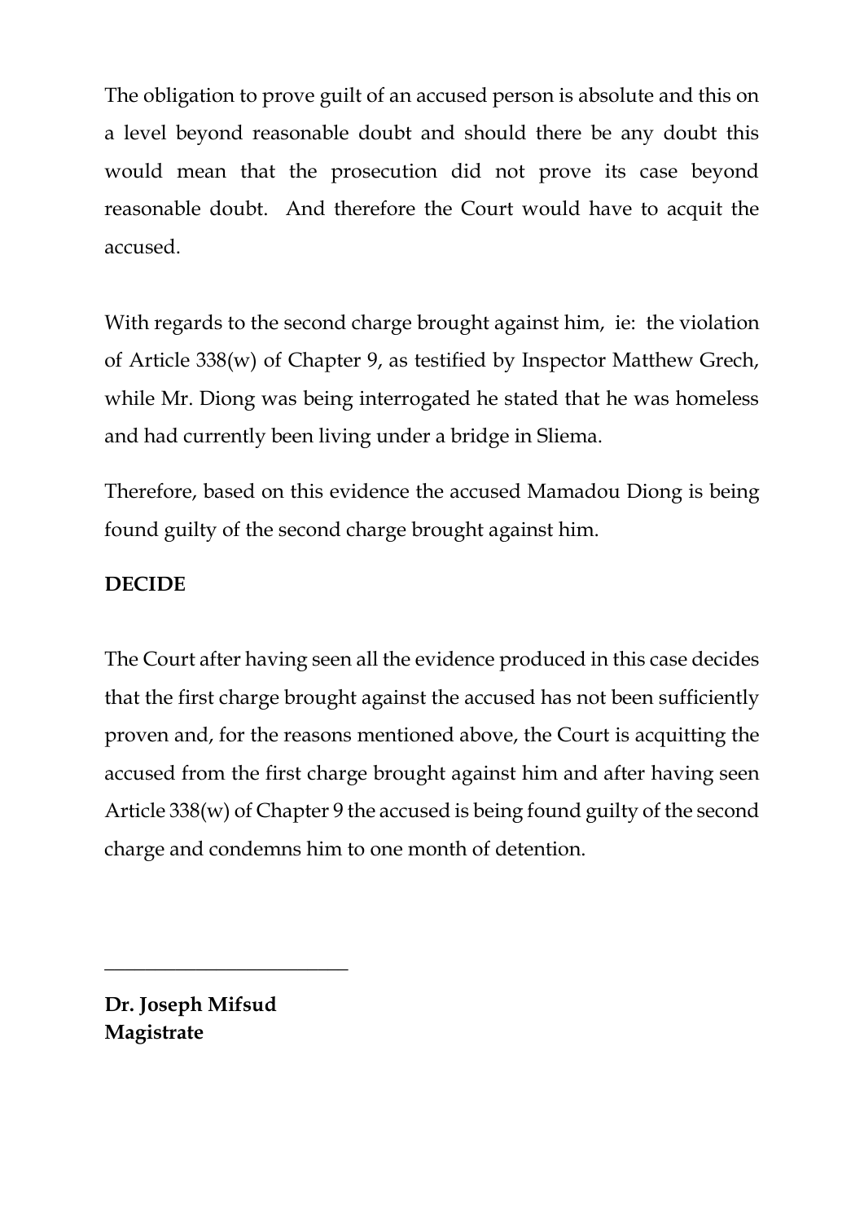The obligation to prove guilt of an accused person is absolute and this on a level beyond reasonable doubt and should there be any doubt this would mean that the prosecution did not prove its case beyond reasonable doubt. And therefore the Court would have to acquit the accused.

With regards to the second charge brought against him, ie: the violation of Article 338(w) of Chapter 9, as testified by Inspector Matthew Grech, while Mr. Diong was being interrogated he stated that he was homeless and had currently been living under a bridge in Sliema.

Therefore, based on this evidence the accused Mamadou Diong is being found guilty of the second charge brought against him.

**DECIDE**

The Court after having seen all the evidence produced in this case decides that the first charge brought against the accused has not been sufficiently proven and, for the reasons mentioned above, the Court is acquitting the accused from the first charge brought against him and after having seen Article 338(w) of Chapter 9 the accused is being found guilty of the second charge and condemns him to one month of detention.

\_\_\_\_\_\_\_\_\_\_\_\_\_\_\_\_\_\_\_\_\_\_\_\_\_

**Dr. Joseph Mifsud**
**Magistrate**